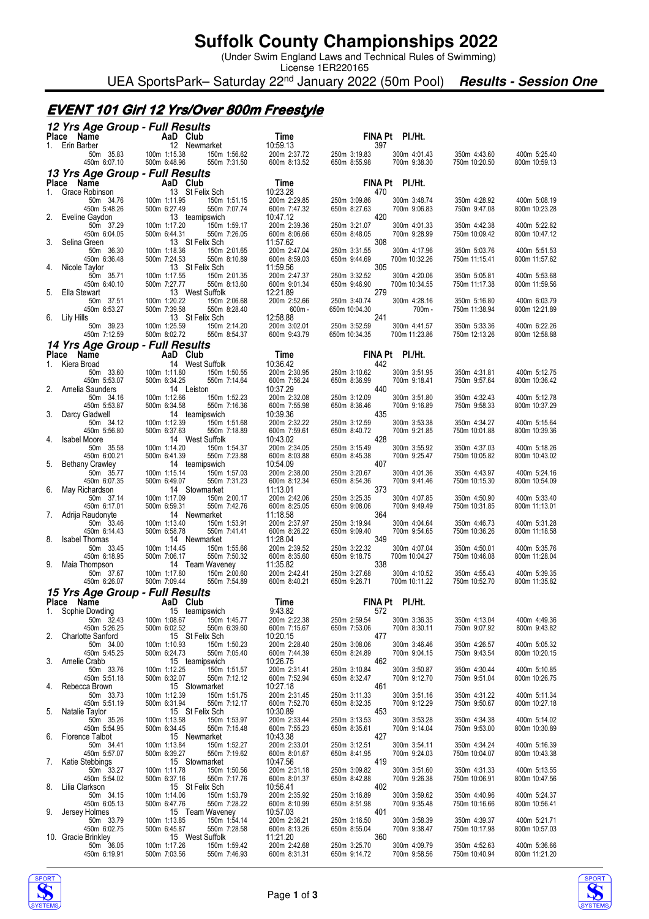# Suffolk County Championships 2022

(Under Swim England Laws and Technical Rules of Swimming)
License 1ER220165

UEA SportsPark– Saturday 22nd January 2022 (50m Pool) ***Results - Session One***

## EVENT 101 Girl 12 Yrs/Over 800m Freestyle

### 12 Yrs Age Group - Full Results

| Place | Name | AaD | Club | Time | FINA Pt | Pl./Ht. | | |
|---|---|---|---|---|---|---|---|---|
| 1. | Erin Barber | 12 | Newmarket | 10:59.13 | 397 | | | |
| | 50m 35.83 | 100m 1:15.38 | 150m 1:56.62 | 200m 2:37.72 | 250m 3:19.83 | 300m 4:01.43 | 350m 4:43.60 | 400m 5:25.40 |
| | 450m 6:07.10 | 500m 6:48.96 | 550m 7:31.50 | 600m 8:13.52 | 650m 8:55.98 | 700m 9:38.30 | 750m 10:20.50 | 800m 10:59.13 |

### 13 Yrs Age Group - Full Results

| Place | Name | AaD | Club | Time | FINA Pt | Pl./Ht. | | |
|---|---|---|---|---|---|---|---|---|
| 1. | Grace Robinson | 13 | St Felix Sch | 10:23.28 | 470 | | | |
| | 50m 34.76 | 100m 1:11.95 | 150m 1:51.15 | 200m 2:29.85 | 250m 3:09.86 | 300m 3:48.74 | 350m 4:28.92 | 400m 5:08.19 |
| | 450m 5:48.26 | 500m 6:27.49 | 550m 7:07.74 | 600m 7:47.32 | 650m 8:27.63 | 700m 9:06.83 | 750m 9:47.08 | 800m 10:23.28 |
| 2. | Eveline Gaydon | 13 | teamipswich | 10:47.12 | 420 | | | |
| | 50m 37.29 | 100m 1:17.20 | 150m 1:59.17 | 200m 2:39.36 | 250m 3:21.07 | 300m 4:01.33 | 350m 4:42.38 | 400m 5:22.82 |
| | 450m 6:04.05 | 500m 6:44.31 | 550m 7:26.05 | 600m 8:06.66 | 650m 8:48.05 | 700m 9:28.99 | 750m 10:09.42 | 800m 10:47.12 |
| 3. | Selina Green | 13 | St Felix Sch | 11:57.62 | 308 | | | |
| | 50m 36.30 | 100m 1:18.36 | 150m 2:01.65 | 200m 2:47.04 | 250m 3:31.55 | 300m 4:17.96 | 350m 5:03.76 | 400m 5:51.53 |
| | 450m 6:36.48 | 500m 7:24.53 | 550m 8:10.89 | 600m 8:59.03 | 650m 9:44.69 | 700m 10:32.26 | 750m 11:15.41 | 800m 11:57.62 |
| 4. | Nicole Taylor | 13 | St Felix Sch | 11:59.56 | 305 | | | |
| | 50m 35.71 | 100m 1:17.55 | 150m 2:01.35 | 200m 2:47.37 | 250m 3:32.52 | 300m 4:20.06 | 350m 5:05.81 | 400m 5:53.68 |
| | 450m 6:40.10 | 500m 7:27.77 | 550m 8:13.60 | 600m 9:01.34 | 650m 9:46.90 | 700m 10:34.55 | 750m 11:17.38 | 800m 11:59.56 |
| 5. | Ella Stewart | 13 | West Suffolk | 12:21.89 | 279 | | | |
| | 50m 37.51 | 100m 1:20.22 | 150m 2:06.68 | 200m 2:52.66 | 250m 3:40.74 | 300m 4:28.16 | 350m 5:16.80 | 400m 6:03.79 |
| | 450m 6:53.27 | 500m 7:39.58 | 550m 8:28.40 | 600m - | 650m 10:04.30 | 700m - | 750m 11:38.94 | 800m 12:21.89 |
| 6. | Lily Hills | 13 | St Felix Sch | 12:58.88 | 241 | | | |
| | 50m 39.23 | 100m 1:25.59 | 150m 2:14.20 | 200m 3:02.01 | 250m 3:52.59 | 300m 4:41.57 | 350m 5:33.36 | 400m 6:22.26 |
| | 450m 7:12.59 | 500m 8:02.72 | 550m 8:54.37 | 600m 9:43.79 | 650m 10:34.35 | 700m 11:23.86 | 750m 12:13.26 | 800m 12:58.88 |

### 14 Yrs Age Group - Full Results

| Place | Name | AaD | Club | Time | FINA Pt | Pl./Ht. | | |
|---|---|---|---|---|---|---|---|---|
| 1. | Kiera Broad | 14 | West Suffolk | 10:36.42 | 442 | | | |
| | 50m 33.60 | 100m 1:11.80 | 150m 1:50.55 | 200m 2:30.95 | 250m 3:10.62 | 300m 3:51.95 | 350m 4:31.81 | 400m 5:12.75 |
| | 450m 5:53.07 | 500m 6:34.25 | 550m 7:14.64 | 600m 7:56.24 | 650m 8:36.99 | 700m 9:18.41 | 750m 9:57.64 | 800m 10:36.42 |
| 2. | Amelia Saunders | 14 | Leiston | 10:37.29 | 440 | | | |
| | 50m 34.16 | 100m 1:12.66 | 150m 1:52.23 | 200m 2:32.08 | 250m 3:12.09 | 300m 3:51.80 | 350m 4:32.43 | 400m 5:12.78 |
| | 450m 5:53.87 | 500m 6:34.58 | 550m 7:16.36 | 600m 7:55.98 | 650m 8:36.46 | 700m 9:16.89 | 750m 9:58.33 | 800m 10:37.29 |
| 3. | Darcy Gladwell | 14 | teamipswich | 10:39.36 | 435 | | | |
| | 50m 34.12 | 100m 1:12.39 | 150m 1:51.68 | 200m 2:32.22 | 250m 3:12.59 | 300m 3:53.38 | 350m 4:34.27 | 400m 5:15.64 |
| | 450m 5:56.80 | 500m 6:37.63 | 550m 7:18.89 | 600m 7:59.61 | 650m 8:40.72 | 700m 9:21.85 | 750m 10:01.88 | 800m 10:39.36 |
| 4. | Isabel Moore | 14 | West Suffolk | 10:43.02 | 428 | | | |
| | 50m 35.58 | 100m 1:14.20 | 150m 1:54.37 | 200m 2:34.05 | 250m 3:15.49 | 300m 3:55.92 | 350m 4:37.03 | 400m 5:18.26 |
| | 450m 6:00.21 | 500m 6:41.39 | 550m 7:23.88 | 600m 8:03.88 | 650m 8:45.38 | 700m 9:25.47 | 750m 10:05.82 | 800m 10:43.02 |
| 5. | Bethany Crawley | 14 | teamipswich | 10:54.09 | 407 | | | |
| | 50m 35.77 | 100m 1:15.14 | 150m 1:57.03 | 200m 2:38.00 | 250m 3:20.67 | 300m 4:01.36 | 350m 4:43.97 | 400m 5:24.16 |
| | 450m 6:07.35 | 500m 6:49.07 | 550m 7:31.23 | 600m 8:12.34 | 650m 8:54.36 | 700m 9:41.46 | 750m 10:15.30 | 800m 10:54.09 |
| 6. | May Richardson | 14 | Stowmarket | 11:13.01 | 373 | | | |
| | 50m 37.14 | 100m 1:17.09 | 150m 2:00.17 | 200m 2:42.06 | 250m 3:25.35 | 300m 4:07.85 | 350m 4:50.90 | 400m 5:33.40 |
| | 450m 6:17.01 | 500m 6:59.31 | 550m 7:42.76 | 600m 8:25.05 | 650m 9:08.06 | 700m 9:49.49 | 750m 10:31.85 | 800m 11:13.01 |
| 7. | Adrija Raudonyte | 14 | Newmarket | 11:18.58 | 364 | | | |
| | 50m 33.46 | 100m 1:13.40 | 150m 1:53.91 | 200m 2:37.97 | 250m 3:19.94 | 300m 4:04.64 | 350m 4:46.73 | 400m 5:31.28 |
| | 450m 6:14.43 | 500m 6:58.78 | 550m 7:41.41 | 600m 8:26.22 | 650m 9:09.40 | 700m 9:54.65 | 750m 10:36.26 | 800m 11:18.58 |
| 8. | Isabel Thomas | 14 | Newmarket | 11:28.04 | 349 | | | |
| | 50m 33.45 | 100m 1:14.45 | 150m 1:55.66 | 200m 2:39.52 | 250m 3:22.32 | 300m 4:07.04 | 350m 4:50.01 | 400m 5:35.76 |
| | 450m 6:18.95 | 500m 7:06.17 | 550m 7:50.32 | 600m 8:35.60 | 650m 9:18.75 | 700m 10:04.27 | 750m 10:46.08 | 800m 11:28.04 |
| 9. | Maia Thompson | 14 | Team Waveney | 11:35.82 | 338 | | | |
| | 50m 37.67 | 100m 1:17.80 | 150m 2:00.60 | 200m 2:42.41 | 250m 3:27.68 | 300m 4:10.52 | 350m 4:55.43 | 400m 5:39.35 |
| | 450m 6:26.07 | 500m 7:09.44 | 550m 7:54.89 | 600m 8:40.21 | 650m 9:26.71 | 700m 10:11.22 | 750m 10:52.70 | 800m 11:35.82 |

### 15 Yrs Age Group - Full Results

| Place | Name | AaD | Club | Time | FINA Pt | Pl./Ht. | | |
|---|---|---|---|---|---|---|---|---|
| 1. | Sophie Dowding | 15 | teamipswich | 9:43.82 | 572 | | | |
| | 50m 32.43 | 100m 1:08.67 | 150m 1:45.77 | 200m 2:22.38 | 250m 2:59.54 | 300m 3:36.35 | 350m 4:13.04 | 400m 4:49.36 |
| | 450m 5:26.25 | 500m 6:02.52 | 550m 6:39.60 | 600m 7:15.67 | 650m 7:53.06 | 700m 8:30.11 | 750m 9:07.92 | 800m 9:43.82 |
| 2. | Charlotte Sanford | 15 | St Felix Sch | 10:20.15 | 477 | | | |
| | 50m 34.00 | 100m 1:10.93 | 150m 1:50.23 | 200m 2:28.40 | 250m 3:08.06 | 300m 3:46.46 | 350m 4:26.57 | 400m 5:05.32 |
| | 450m 5:45.25 | 500m 6:24.73 | 550m 7:05.40 | 600m 7:44.39 | 650m 8:24.89 | 700m 9:04.15 | 750m 9:43.54 | 800m 10:20.15 |
| 3. | Amelie Crabb | 15 | teamipswich | 10:26.75 | 462 | | | |
| | 50m 33.76 | 100m 1:12.25 | 150m 1:51.57 | 200m 2:31.41 | 250m 3:10.84 | 300m 3:50.87 | 350m 4:30.44 | 400m 5:10.85 |
| | 450m 5:51.18 | 500m 6:32.07 | 550m 7:12.12 | 600m 7:52.94 | 650m 8:32.47 | 700m 9:12.70 | 750m 9:51.04 | 800m 10:26.75 |
| 4. | Rebecca Brown | 15 | Stowmarket | 10:27.18 | 461 | | | |
| | 50m 33.73 | 100m 1:12.39 | 150m 1:51.75 | 200m 2:31.45 | 250m 3:11.33 | 300m 3:51.16 | 350m 4:31.22 | 400m 5:11.34 |
| | 450m 5:51.19 | 500m 6:31.94 | 550m 7:12.17 | 600m 7:52.70 | 650m 8:32.35 | 700m 9:12.29 | 750m 9:50.67 | 800m 10:27.18 |
| 5. | Natalie Taylor | 15 | St Felix Sch | 10:30.89 | 453 | | | |
| | 50m 35.26 | 100m 1:13.58 | 150m 1:53.97 | 200m 2:33.44 | 250m 3:13.53 | 300m 3:53.28 | 350m 4:34.38 | 400m 5:14.02 |
| | 450m 5:54.95 | 500m 6:34.45 | 550m 7:15.48 | 600m 7:55.23 | 650m 8:35.61 | 700m 9:14.04 | 750m 9:53.00 | 800m 10:30.89 |
| 6. | Florence Talbot | 15 | Newmarket | 10:43.38 | 427 | | | |
| | 50m 34.41 | 100m 1:13.84 | 150m 1:52.27 | 200m 2:33.01 | 250m 3:12.51 | 300m 3:54.11 | 350m 4:34.24 | 400m 5:16.39 |
| | 450m 5:57.07 | 500m 6:39.27 | 550m 7:19.62 | 600m 8:01.67 | 650m 8:41.95 | 700m 9:24.03 | 750m 10:04.07 | 800m 10:43.38 |
| 7. | Katie Stebbings | 15 | Stowmarket | 10:47.56 | 419 | | | |
| | 50m 33.27 | 100m 1:11.78 | 150m 1:50.56 | 200m 2:31.18 | 250m 3:09.82 | 300m 3:51.60 | 350m 4:31.33 | 400m 5:13.55 |
| | 450m 5:54.02 | 500m 6:37.16 | 550m 7:17.76 | 600m 8:01.37 | 650m 8:42.88 | 700m 9:26.38 | 750m 10:06.91 | 800m 10:47.56 |
| 8. | Lilia Clarkson | 15 | St Felix Sch | 10:56.41 | 402 | | | |
| | 50m 34.15 | 100m 1:14.06 | 150m 1:53.79 | 200m 2:35.92 | 250m 3:16.89 | 300m 3:59.62 | 350m 4:40.96 | 400m 5:24.37 |
| | 450m 6:05.13 | 500m 6:47.76 | 550m 7:28.22 | 600m 8:10.99 | 650m 8:51.98 | 700m 9:35.48 | 750m 10:16.66 | 800m 10:56.41 |
| 9. | Jersey Holmes | 15 | Team Waveney | 10:57.03 | 401 | | | |
| | 50m 33.79 | 100m 1:13.85 | 150m 1:54.14 | 200m 2:36.21 | 250m 3:16.50 | 300m 3:58.39 | 350m 4:39.37 | 400m 5:21.71 |
| | 450m 6:02.75 | 500m 6:45.87 | 550m 7:28.58 | 600m 8:13.26 | 650m 8:55.04 | 700m 9:38.47 | 750m 10:17.98 | 800m 10:57.03 |
| 10. | Gracie Brinkley | 15 | West Suffolk | 11:21.20 | 360 | | | |
| | 50m 36.05 | 100m 1:17.26 | 150m 1:59.42 | 200m 2:42.68 | 250m 3:25.70 | 300m 4:09.79 | 350m 4:52.63 | 400m 5:36.66 |
| | 450m 6:19.91 | 500m 7:03.56 | 550m 7:46.93 | 600m 8:31.31 | 650m 9:14.72 | 700m 9:58.56 | 750m 10:40.94 | 800m 11:21.20 |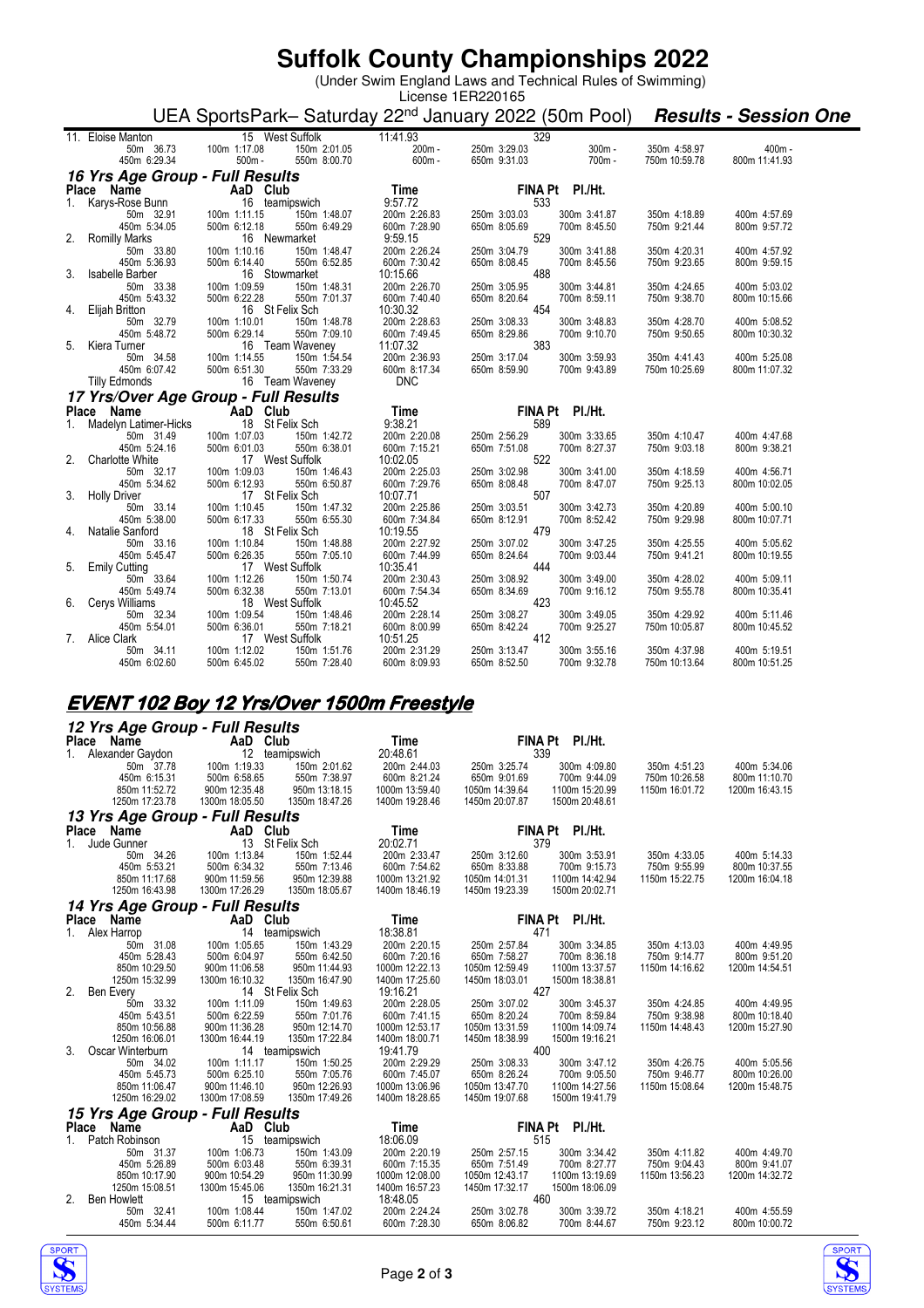# Suffolk County Championships 2022

(Under Swim England Laws and Technical Rules of Swimming)
License 1ER220165

UEA SportsPark– Saturday 22nd January 2022 (50m Pool) ***Results - Session One***

| | | | | | | | |
|---|---|---|---|---|---|---|---|
| 11. Eloise Manton | 15 West Suffolk | | 11:41.93 | | 329 | | |
| 50m 36.73 | 100m 1:17.08 | 150m 2:01.05 | 200m - | 250m 3:29.03 | 300m - | 350m 4:58.97 | 400m - |
| 450m 6:29.34 | 500m - | 550m 8:00.70 | 600m - | 650m 9:31.03 | 700m - | 750m 10:59.78 | 800m 11:41.93 |

### 16 Yrs Age Group - Full Results

| Place | Name | AaD | Club | Time | FINA Pt | Pl./Ht. | |
|---|---|---|---|---|---|---|---|
| 1. | Karys-Rose Bunn | 16 | teamipswich | 9:57.72 | 533 | | |
| 50m 32.91 | 100m 1:11.15 | 150m 1:48.07 | 200m 2:26.83 | 250m 3:03.03 | 300m 3:41.87 | 350m 4:18.89 | 400m 4:57.69 |
| 450m 5:34.05 | 500m 6:12.18 | 550m 6:49.29 | 600m 7:28.90 | 650m 8:05.69 | 700m 8:45.50 | 750m 9:21.44 | 800m 9:57.72 |
| 2. | Romilly Marks | 16 | Newmarket | 9:59.15 | 529 | | |
| 50m 33.80 | 100m 1:10.16 | 150m 1:48.47 | 200m 2:26.24 | 250m 3:04.79 | 300m 3:41.88 | 350m 4:20.31 | 400m 4:57.92 |
| 450m 5:36.93 | 500m 6:14.40 | 550m 6:52.85 | 600m 7:30.42 | 650m 8:08.45 | 700m 8:45.56 | 750m 9:23.65 | 800m 9:59.15 |
| 3. | Isabelle Barber | 16 | Stowmarket | 10:15.66 | 488 | | |
| 50m 33.38 | 100m 1:09.59 | 150m 1:48.31 | 200m 2:26.70 | 250m 3:05.95 | 300m 3:44.81 | 350m 4:24.65 | 400m 5:03.02 |
| 450m 5:43.32 | 500m 6:22.28 | 550m 7:01.37 | 600m 7:40.40 | 650m 8:20.64 | 700m 8:59.11 | 750m 9:38.70 | 800m 10:15.66 |
| 4. | Elijah Britton | 16 | St Felix Sch | 10:30.32 | 454 | | |
| 50m 32.79 | 100m 1:10.01 | 150m 1:48.78 | 200m 2:28.63 | 250m 3:08.33 | 300m 3:48.83 | 350m 4:28.70 | 400m 5:08.52 |
| 450m 5:48.72 | 500m 6:29.14 | 550m 7:09.10 | 600m 7:49.45 | 650m 8:29.86 | 700m 9:10.70 | 750m 9:50.65 | 800m 10:30.32 |
| 5. | Kiera Turner | 16 | Team Waveney | 11:07.32 | 383 | | |
| 50m 34.58 | 100m 1:14.55 | 150m 1:54.54 | 200m 2:36.93 | 250m 3:17.04 | 300m 3:59.93 | 350m 4:41.43 | 400m 5:25.08 |
| 450m 6:07.42 | 500m 6:51.30 | 550m 7:33.29 | 600m 8:17.34 | 650m 8:59.90 | 700m 9:43.89 | 750m 10:25.69 | 800m 11:07.32 |
| | Tilly Edmonds | 16 | Team Waveney | DNC | | | |

### 17 Yrs/Over Age Group - Full Results

| Place | Name | AaD | Club | Time | FINA Pt | Pl./Ht. | |
|---|---|---|---|---|---|---|---|
| 1. | Madelyn Latimer-Hicks | 18 | St Felix Sch | 9:38.21 | 589 | | |
| 50m 31.49 | 100m 1:07.03 | 150m 1:42.72 | 200m 2:20.08 | 250m 2:56.29 | 300m 3:33.65 | 350m 4:10.47 | 400m 4:47.68 |
| 450m 5:24.16 | 500m 6:01.03 | 550m 6:38.01 | 600m 7:15.21 | 650m 7:51.08 | 700m 8:27.37 | 750m 9:03.18 | 800m 9:38.21 |
| 2. | Charlotte White | 17 | West Suffolk | 10:02.05 | 522 | | |
| 50m 32.17 | 100m 1:09.03 | 150m 1:46.43 | 200m 2:25.03 | 250m 3:02.98 | 300m 3:41.00 | 350m 4:18.59 | 400m 4:56.71 |
| 450m 5:34.62 | 500m 6:12.93 | 550m 6:50.87 | 600m 7:29.76 | 650m 8:08.48 | 700m 8:47.07 | 750m 9:25.13 | 800m 10:02.05 |
| 3. | Holly Driver | 17 | St Felix Sch | 10:07.71 | 507 | | |
| 50m 33.14 | 100m 1:10.45 | 150m 1:47.32 | 200m 2:25.86 | 250m 3:03.51 | 300m 3:42.73 | 350m 4:20.89 | 400m 5:00.10 |
| 450m 5:38.00 | 500m 6:17.33 | 550m 6:55.30 | 600m 7:34.84 | 650m 8:12.91 | 700m 8:52.42 | 750m 9:29.98 | 800m 10:07.71 |
| 4. | Natalie Sanford | 18 | St Felix Sch | 10:19.55 | 479 | | |
| 50m 33.16 | 100m 1:10.84 | 150m 1:48.88 | 200m 2:27.92 | 250m 3:07.02 | 300m 3:47.25 | 350m 4:25.55 | 400m 5:05.62 |
| 450m 5:45.47 | 500m 6:26.35 | 550m 7:05.10 | 600m 7:44.99 | 650m 8:24.64 | 700m 9:03.44 | 750m 9:41.21 | 800m 10:19.55 |
| 5. | Emily Cutting | 17 | West Suffolk | 10:35.41 | 444 | | |
| 50m 33.64 | 100m 1:12.26 | 150m 1:50.74 | 200m 2:30.43 | 250m 3:08.92 | 300m 3:49.00 | 350m 4:28.02 | 400m 5:09.11 |
| 450m 5:49.74 | 500m 6:32.38 | 550m 7:13.01 | 600m 7:54.34 | 650m 8:34.69 | 700m 9:16.12 | 750m 9:55.78 | 800m 10:35.41 |
| 6. | Cerys Williams | 18 | West Suffolk | 10:45.52 | 423 | | |
| 50m 32.34 | 100m 1:09.54 | 150m 1:48.46 | 200m 2:28.14 | 250m 3:08.27 | 300m 3:49.05 | 350m 4:29.92 | 400m 5:11.46 |
| 450m 5:54.01 | 500m 6:36.01 | 550m 7:18.21 | 600m 8:00.99 | 650m 8:42.24 | 700m 9:25.27 | 750m 10:05.87 | 800m 10:45.52 |
| 7. | Alice Clark | 17 | West Suffolk | 10:51.25 | 412 | | |
| 50m 34.11 | 100m 1:12.02 | 150m 1:51.76 | 200m 2:31.29 | 250m 3:13.47 | 300m 3:55.16 | 350m 4:37.98 | 400m 5:19.51 |
| 450m 6:02.60 | 500m 6:45.02 | 550m 7:28.40 | 600m 8:09.93 | 650m 8:52.50 | 700m 9:32.78 | 750m 10:13.64 | 800m 10:51.25 |

## EVENT 102 Boy 12 Yrs/Over 1500m Freestyle

### 12 Yrs Age Group - Full Results

| Place | Name | AaD | Club | Time | FINA Pt | Pl./Ht. | |
|---|---|---|---|---|---|---|---|
| 1. | Alexander Gaydon | 12 | teamipswich | 20:48.61 | 339 | | |
| 50m 37.78 | 100m 1:19.33 | 150m 2:01.62 | 200m 2:44.03 | 250m 3:25.74 | 300m 4:09.80 | 350m 4:51.23 | 400m 5:34.06 |
| 450m 6:15.31 | 500m 6:58.65 | 550m 7:38.97 | 600m 8:21.24 | 650m 9:01.69 | 700m 9:44.09 | 750m 10:26.58 | 800m 11:10.70 |
| 850m 11:52.72 | 900m 12:35.48 | 950m 13:18.15 | 1000m 13:59.40 | 1050m 14:39.64 | 1100m 15:20.99 | 1150m 16:01.72 | 1200m 16:43.15 |
| 1250m 17:23.78 | 1300m 18:05.50 | 1350m 18:47.26 | 1400m 19:28.46 | 1450m 20:07.87 | 1500m 20:48.61 | | |

### 13 Yrs Age Group - Full Results

| Place | Name | AaD | Club | Time | FINA Pt | Pl./Ht. | |
|---|---|---|---|---|---|---|---|
| 1. | Jude Gunner | 13 | St Felix Sch | 20:02.71 | 379 | | |
| 50m 34.26 | 100m 1:13.84 | 150m 1:52.44 | 200m 2:33.47 | 250m 3:12.60 | 300m 3:53.91 | 350m 4:33.05 | 400m 5:14.33 |
| 450m 5:53.21 | 500m 6:34.32 | 550m 7:13.46 | 600m 7:54.62 | 650m 8:33.88 | 700m 9:15.73 | 750m 9:55.99 | 800m 10:37.55 |
| 850m 11:17.68 | 900m 11:59.56 | 950m 12:39.88 | 1000m 13:21.92 | 1050m 14:01.31 | 1100m 14:42.94 | 1150m 15:22.75 | 1200m 16:04.18 |
| 1250m 16:43.98 | 1300m 17:26.29 | 1350m 18:05.67 | 1400m 18:46.19 | 1450m 19:23.39 | 1500m 20:02.71 | | |

### 14 Yrs Age Group - Full Results

| Place | Name | AaD | Club | Time | FINA Pt | Pl./Ht. | |
|---|---|---|---|---|---|---|---|
| 1. | Alex Harrop | 14 | teamipswich | 18:38.81 | 471 | | |
| 50m 31.08 | 100m 1:05.65 | 150m 1:43.29 | 200m 2:20.15 | 250m 2:57.84 | 300m 3:34.85 | 350m 4:13.03 | 400m 4:49.95 |
| 450m 5:28.43 | 500m 6:04.97 | 550m 6:42.50 | 600m 7:20.16 | 650m 7:58.27 | 700m 8:36.18 | 750m 9:14.77 | 800m 9:51.20 |
| 850m 10:29.50 | 900m 11:06.58 | 950m 11:44.93 | 1000m 12:22.13 | 1050m 12:59.49 | 1100m 13:37.57 | 1150m 14:16.62 | 1200m 14:54.51 |
| 1250m 15:32.99 | 1300m 16:10.32 | 1350m 16:47.90 | 1400m 17:25.60 | 1450m 18:03.01 | 1500m 18:38.81 | | |
| 2. | Ben Every | 14 | St Felix Sch | 19:16.21 | 427 | | |
| 50m 33.32 | 100m 1:11.09 | 150m 1:49.63 | 200m 2:28.05 | 250m 3:07.02 | 300m 3:45.37 | 350m 4:24.85 | 400m 4:49.95 |
| 450m 5:43.51 | 500m 6:22.59 | 550m 7:01.76 | 600m 7:41.15 | 650m 8:20.24 | 700m 8:59.84 | 750m 9:38.98 | 800m 10:18.40 |
| 850m 10:56.88 | 900m 11:36.28 | 950m 12:14.70 | 1000m 12:53.17 | 1050m 13:31.59 | 1100m 14:09.74 | 1150m 14:48.43 | 1200m 15:27.90 |
| 1250m 16:06.01 | 1300m 16:44.19 | 1350m 17:22.84 | 1400m 18:00.71 | 1450m 18:38.99 | 1500m 19:16.21 | | |
| 3. | Oscar Winterburn | 14 | teamipswich | 19:41.79 | 400 | | |
| 50m 34.02 | 100m 1:11.17 | 150m 1:50.25 | 200m 2:29.29 | 250m 3:08.33 | 300m 3:47.12 | 350m 4:26.75 | 400m 5:05.56 |
| 450m 5:45.73 | 500m 6:25.10 | 550m 7:05.76 | 600m 7:45.07 | 650m 8:26.24 | 700m 9:05.50 | 750m 9:46.77 | 800m 10:26.00 |
| 850m 11:06.47 | 900m 11:46.10 | 950m 12:26.93 | 1000m 13:06.96 | 1050m 13:47.70 | 1100m 14:27.56 | 1150m 15:08.64 | 1200m 15:48.75 |
| 1250m 16:29.02 | 1300m 17:08.59 | 1350m 17:49.26 | 1400m 18:28.65 | 1450m 19:07.68 | 1500m 19:41.79 | | |

### 15 Yrs Age Group - Full Results

| Place | Name | AaD | Club | Time | FINA Pt | Pl./Ht. | |
|---|---|---|---|---|---|---|---|
| 1. | Patch Robinson | 15 | teamipswich | 18:06.09 | 515 | | |
| 50m 31.37 | 100m 1:06.73 | 150m 1:43.09 | 200m 2:20.19 | 250m 2:57.15 | 300m 3:34.42 | 350m 4:11.82 | 400m 4:49.70 |
| 450m 5:26.89 | 500m 6:03.48 | 550m 6:39.31 | 600m 7:15.35 | 650m 7:51.49 | 700m 8:27.77 | 750m 9:04.43 | 800m 9:41.07 |
| 850m 10:17.90 | 900m 10:54.29 | 950m 11:30.99 | 1000m 12:08.00 | 1050m 12:43.17 | 1100m 13:19.69 | 1150m 13:56.23 | 1200m 14:32.72 |
| 1250m 15:08.51 | 1300m 15:45.06 | 1350m 16:21.31 | 1400m 16:57.23 | 1450m 17:32.17 | 1500m 18:06.09 | | |
| 2. | Ben Howlett | 15 | teamipswich | 18:48.05 | 460 | | |
| 50m 32.41 | 100m 1:08.44 | 150m 1:47.02 | 200m 2:24.24 | 250m 3:02.78 | 300m 3:39.72 | 350m 4:18.21 | 400m 4:55.59 |
| 450m 5:34.44 | 500m 6:11.77 | 550m 6:50.61 | 600m 7:28.30 | 650m 8:06.82 | 700m 8:44.67 | 750m 9:23.12 | 800m 10:00.72 |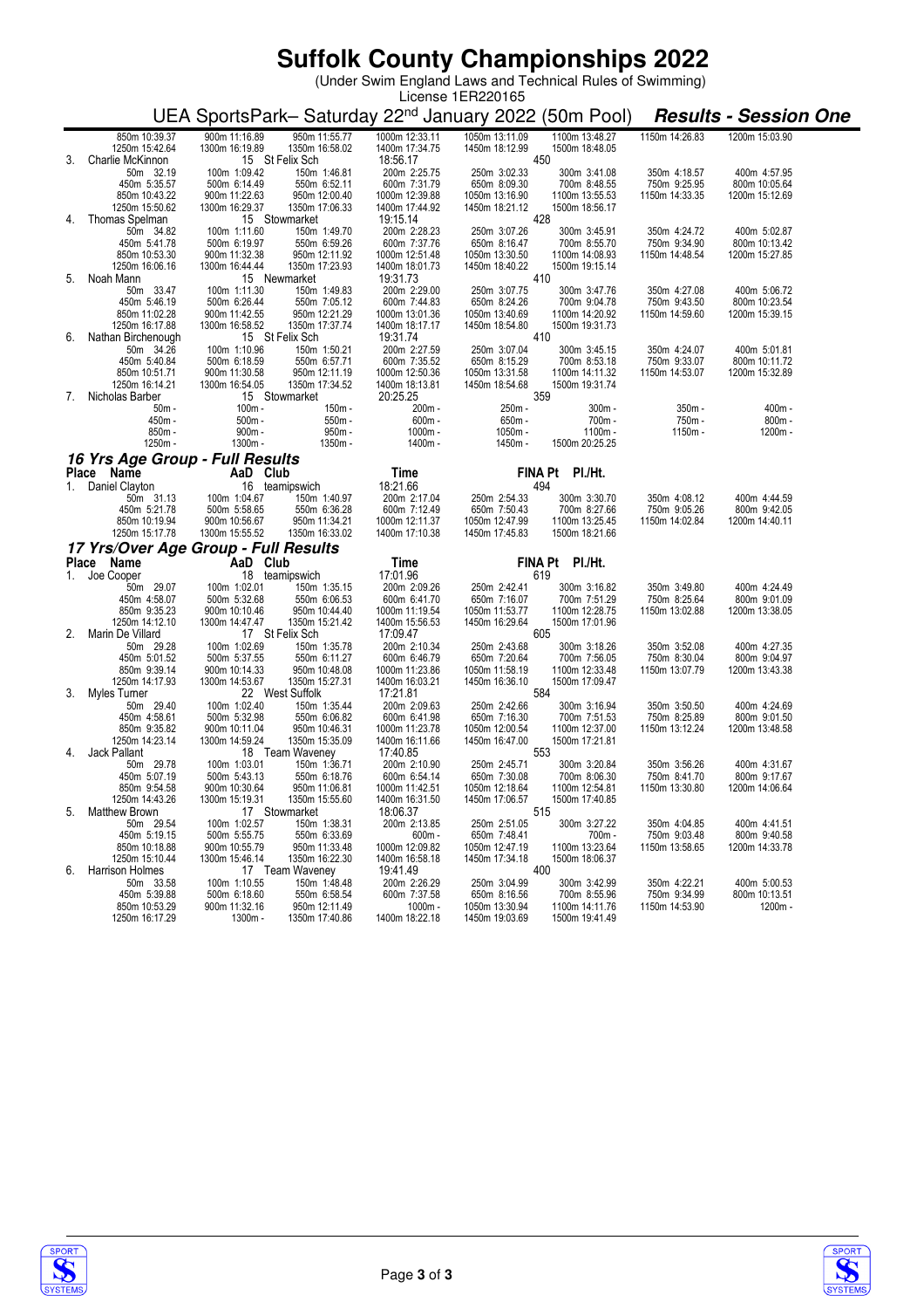# Suffolk County Championships 2022

(Under Swim England Laws and Technical Rules of Swimming)
License 1ER220165

UEA SportsPark– Saturday 22nd January 2022 (50m Pool) ***Results - Session One***

| | | | | | | | |
|---|---|---|---|---|---|---|---|
| 850m 10:39.37 | 900m 11:16.89 | 950m 11:55.77 | 1000m 12:33.11 | 1050m 13:11.09 | 1100m 13:48.27 | 1150m 14:26.83 | 1200m 15:03.90 |
| 1250m 15:42.64 | 1300m 16:19.89 | 1350m 16:58.02 | 1400m 17:34.75 | 1450m 18:12.99 | 1500m 18:48.05 | | |

3. Charlie McKinnon — 15 St Felix Sch — 18:56.17 — 450

| | | | | | | | |
|---|---|---|---|---|---|---|---|
| 50m 32.19 | 100m 1:09.42 | 150m 1:46.81 | 200m 2:25.75 | 250m 3:02.33 | 300m 3:41.08 | 350m 4:18.57 | 400m 4:57.95 |
| 450m 5:35.57 | 500m 6:14.49 | 550m 6:52.11 | 600m 7:31.79 | 650m 8:09.30 | 700m 8:48.55 | 750m 9:25.95 | 800m 10:05.64 |
| 850m 10:43.22 | 900m 11:22.63 | 950m 12:00.40 | 1000m 12:39.88 | 1050m 13:16.90 | 1100m 13:55.53 | 1150m 14:33.35 | 1200m 15:12.69 |
| 1250m 15:50.62 | 1300m 16:29.37 | 1350m 17:06.33 | 1400m 17:44.92 | 1450m 18:21.12 | 1500m 18:56.17 | | |

4. Thomas Spelman — 15 Stowmarket — 19:15.14 — 428

| | | | | | | | |
|---|---|---|---|---|---|---|---|
| 50m 34.82 | 100m 1:11.60 | 150m 1:49.70 | 200m 2:28.23 | 250m 3:07.26 | 300m 3:45.91 | 350m 4:24.72 | 400m 5:02.87 |
| 450m 5:41.78 | 500m 6:19.97 | 550m 6:59.26 | 600m 7:37.76 | 650m 8:16.47 | 700m 8:55.70 | 750m 9:34.90 | 800m 10:13.42 |
| 850m 10:53.30 | 900m 11:32.38 | 950m 12:11.92 | 1000m 12:51.48 | 1050m 13:30.50 | 1100m 14:08.93 | 1150m 14:48.54 | 1200m 15:27.85 |
| 1250m 16:06.16 | 1300m 16:44.44 | 1350m 17:23.93 | 1400m 18:01.73 | 1450m 18:40.22 | 1500m 19:15.14 | | |

5. Noah Mann — 15 Newmarket — 19:31.73 — 410

| | | | | | | | |
|---|---|---|---|---|---|---|---|
| 50m 33.47 | 100m 1:11.30 | 150m 1:49.83 | 200m 2:29.00 | 250m 3:07.75 | 300m 3:47.76 | 350m 4:27.08 | 400m 5:06.72 |
| 450m 5:46.19 | 500m 6:26.44 | 550m 7:05.12 | 600m 7:44.83 | 650m 8:24.26 | 700m 9:04.78 | 750m 9:43.50 | 800m 10:23.54 |
| 850m 11:02.28 | 900m 11:42.55 | 950m 12:21.29 | 1000m 13:01.36 | 1050m 13:40.69 | 1100m 14:20.92 | 1150m 14:59.60 | 1200m 15:39.15 |
| 1250m 16:17.88 | 1300m 16:58.52 | 1350m 17:37.74 | 1400m 18:17.17 | 1450m 18:54.80 | 1500m 19:31.73 | | |

6. Nathan Birchenough — 15 St Felix Sch — 19:31.74 — 410

| | | | | | | | |
|---|---|---|---|---|---|---|---|
| 50m 34.26 | 100m 1:10.96 | 150m 1:50.21 | 200m 2:27.59 | 250m 3:07.04 | 300m 3:45.15 | 350m 4:24.07 | 400m 5:01.81 |
| 450m 5:40.84 | 500m 6:18.59 | 550m 6:57.71 | 600m 7:35.52 | 650m 8:15.29 | 700m 8:53.18 | 750m 9:33.07 | 800m 10:11.72 |
| 850m 10:51.71 | 900m 11:30.58 | 950m 12:11.19 | 1000m 12:50.36 | 1050m 13:31.58 | 1100m 14:11.32 | 1150m 14:53.07 | 1200m 15:32.89 |
| 1250m 16:14.21 | 1300m 16:54.05 | 1350m 17:34.52 | 1400m 18:13.81 | 1450m 18:54.68 | 1500m 19:31.74 | | |

7. Nicholas Barber — 15 Stowmarket — 20:25.25 — 359

| | | | | | | | |
|---|---|---|---|---|---|---|---|
| 50m - | 100m - | 150m - | 200m - | 250m - | 300m - | 350m - | 400m - |
| 450m - | 500m - | 550m - | 600m - | 650m - | 700m - | 750m - | 800m - |
| 850m - | 900m - | 950m - | 1000m - | 1050m - | 1100m - | 1150m - | 1200m - |
| 1250m - | 1300m - | 1350m - | 1400m - | 1450m - | 1500m 20:25.25 | | |

## *16 Yrs Age Group - Full Results*

**Place Name — AaD Club — Time — FINA Pt Pl./Ht.**

1. Daniel Clayton — 16 teamipswich — 18:21.66 — 494

| | | | | | | | |
|---|---|---|---|---|---|---|---|
| 50m 31.13 | 100m 1:04.67 | 150m 1:40.97 | 200m 2:17.04 | 250m 2:54.33 | 300m 3:30.70 | 350m 4:08.12 | 400m 4:44.59 |
| 450m 5:21.78 | 500m 5:58.65 | 550m 6:36.28 | 600m 7:12.49 | 650m 7:50.43 | 700m 8:27.66 | 750m 9:05.26 | 800m 9:42.05 |
| 850m 10:19.94 | 900m 10:56.67 | 950m 11:34.21 | 1000m 12:11.37 | 1050m 12:47.99 | 1100m 13:25.45 | 1150m 14:02.84 | 1200m 14:40.11 |
| 1250m 15:17.78 | 1300m 15:55.52 | 1350m 16:33.02 | 1400m 17:10.38 | 1450m 17:45.83 | 1500m 18:21.66 | | |

## *17 Yrs/Over Age Group - Full Results*

**Place Name — AaD Club — Time — FINA Pt Pl./Ht.**

1. Joe Cooper — 18 teamipswich — 17:01.96 — 619

| | | | | | | | |
|---|---|---|---|---|---|---|---|
| 50m 29.07 | 100m 1:02.01 | 150m 1:35.15 | 200m 2:09.26 | 250m 2:42.41 | 300m 3:16.82 | 350m 3:49.80 | 400m 4:24.49 |
| 450m 4:58.07 | 500m 5:32.68 | 550m 6:06.53 | 600m 6:41.70 | 650m 7:16.07 | 700m 7:51.29 | 750m 8:25.64 | 800m 9:01.09 |
| 850m 9:35.23 | 900m 10:10.46 | 950m 10:44.40 | 1000m 11:19.54 | 1050m 11:53.77 | 1100m 12:28.75 | 1150m 13:02.88 | 1200m 13:38.05 |
| 1250m 14:12.10 | 1300m 14:47.47 | 1350m 15:21.42 | 1400m 15:56.53 | 1450m 16:29.64 | 1500m 17:01.96 | | |

2. Marin De Villard — 17 St Felix Sch — 17:09.47 — 605

| | | | | | | | |
|---|---|---|---|---|---|---|---|
| 50m 29.28 | 100m 1:02.69 | 150m 1:35.78 | 200m 2:10.34 | 250m 2:43.68 | 300m 3:18.26 | 350m 3:52.08 | 400m 4:27.35 |
| 450m 5:01.52 | 500m 5:37.55 | 550m 6:11.27 | 600m 6:46.79 | 650m 7:20.64 | 700m 7:56.05 | 750m 8:30.04 | 800m 9:04.97 |
| 850m 9:39.14 | 900m 10:14.33 | 950m 10:48.08 | 1000m 11:23.86 | 1050m 11:58.19 | 1100m 12:33.48 | 1150m 13:07.79 | 1200m 13:43.38 |
| 1250m 14:17.93 | 1300m 14:53.67 | 1350m 15:27.31 | 1400m 16:03.21 | 1450m 16:36.10 | 1500m 17:09.47 | | |

3. Myles Turner — 22 West Suffolk — 17:21.81 — 584

| | | | | | | | |
|---|---|---|---|---|---|---|---|
| 50m 29.40 | 100m 1:02.40 | 150m 1:35.44 | 200m 2:09.63 | 250m 2:42.66 | 300m 3:16.94 | 350m 3:50.50 | 400m 4:24.69 |
| 450m 4:58.61 | 500m 5:32.98 | 550m 6:06.82 | 600m 6:41.98 | 650m 7:16.30 | 700m 7:51.53 | 750m 8:25.89 | 800m 9:01.50 |
| 850m 9:35.82 | 900m 10:11.04 | 950m 10:46.31 | 1000m 11:23.78 | 1050m 12:00.54 | 1100m 12:37.00 | 1150m 13:12.24 | 1200m 13:48.58 |
| 1250m 14:23.14 | 1300m 14:59.24 | 1350m 15:35.09 | 1400m 16:11.66 | 1450m 16:47.00 | 1500m 17:21.81 | | |

4. Jack Pallant — 18 Team Waveney — 17:40.85 — 553

| | | | | | | | |
|---|---|---|---|---|---|---|---|
| 50m 29.78 | 100m 1:03.01 | 150m 1:36.71 | 200m 2:10.90 | 250m 2:45.71 | 300m 3:20.84 | 350m 3:56.26 | 400m 4:31.67 |
| 450m 5:07.19 | 500m 5:43.13 | 550m 6:18.76 | 600m 6:54.14 | 650m 7:30.08 | 700m 8:06.30 | 750m 8:41.70 | 800m 9:17.67 |
| 850m 9:54.58 | 900m 10:30.64 | 950m 11:06.81 | 1000m 11:42.51 | 1050m 12:18.64 | 1100m 12:54.81 | 1150m 13:30.80 | 1200m 14:06.64 |
| 1250m 14:43.26 | 1300m 15:19.31 | 1350m 15:55.60 | 1400m 16:31.50 | 1450m 17:06.57 | 1500m 17:40.85 | | |

5. Matthew Brown — 17 Stowmarket — 18:06.37 — 515

| | | | | | | | |
|---|---|---|---|---|---|---|---|
| 50m 29.54 | 100m 1:02.57 | 150m 1:38.31 | 200m 2:13.85 | 250m 2:51.05 | 300m 3:27.22 | 350m 4:04.85 | 400m 4:41.51 |
| 450m 5:19.15 | 500m 5:55.75 | 550m 6:33.69 | 600m - | 650m 7:48.41 | 700m - | 750m 9:03.48 | 800m 9:40.58 |
| 850m 10:18.88 | 900m 10:55.79 | 950m 11:33.48 | 1000m 12:09.82 | 1050m 12:47.19 | 1100m 13:23.64 | 1150m 13:58.65 | 1200m 14:33.78 |
| 1250m 15:10.44 | 1300m 15:46.14 | 1350m 16:22.30 | 1400m 16:58.18 | 1450m 17:34.18 | 1500m 18:06.37 | | |

6. Harrison Holmes — 17 Team Waveney — 19:41.49 — 400

| | | | | | | | |
|---|---|---|---|---|---|---|---|
| 50m 33.58 | 100m 1:10.55 | 150m 1:48.48 | 200m 2:26.29 | 250m 3:04.99 | 300m 3:42.99 | 350m 4:22.21 | 400m 5:00.53 |
| 450m 5:39.88 | 500m 6:18.60 | 550m 6:58.54 | 600m 7:37.58 | 650m 8:16.56 | 700m 8:55.96 | 750m 9:34.99 | 800m 10:13.51 |
| 850m 10:53.29 | 900m 11:32.16 | 950m 12:11.49 | 1000m - | 1050m 13:30.94 | 1100m 14:11.76 | 1150m 14:53.90 | 1200m - |
| 1250m 16:17.29 | 1300m - | 1350m 17:40.86 | 1400m 18:22.18 | 1450m 19:03.69 | 1500m 19:41.49 | | |